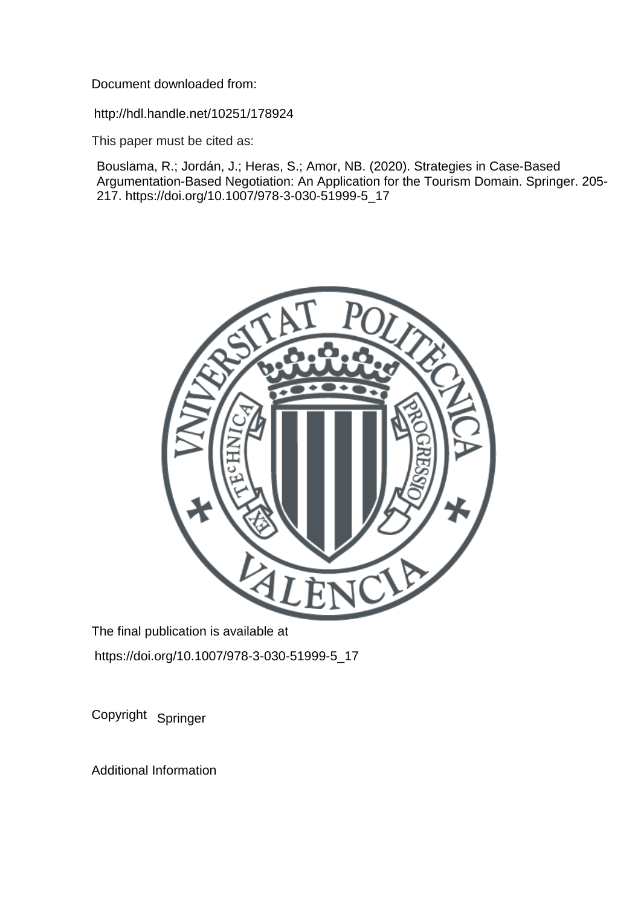Document downloaded from:

http://hdl.handle.net/10251/178924

This paper must be cited as:

Bouslama, R.; Jordán, J.; Heras, S.; Amor, NB. (2020). Strategies in Case-Based Argumentation-Based Negotiation: An Application for the Tourism Domain. Springer. 205-217. https://doi.org/10.1007/978-3-030-51999-5_17

The final publication is available at

https://doi.org/10.1007/978-3-030-51999-5_17

Copyright Springer

Additional Information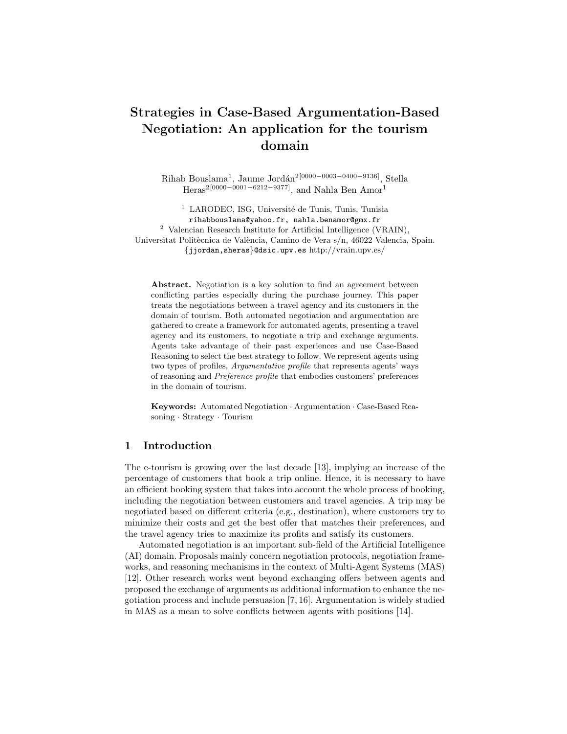# Strategies in Case-Based Argumentation-Based Negotiation: An application for the tourism domain

Rihab Bouslama[1], Jaume Jordán[2][0000−0003−0400−9136], Stella Heras[2][0000−0001−6212−9377], and Nahla Ben Amor[1]

[1] LARODEC, ISG, Université de Tunis, Tunis, Tunisia
rihabbouslama@yahoo.fr, nahla.benamor@gmx.fr

[2] Valencian Research Institute for Artificial Intelligence (VRAIN), Universitat Politècnica de València, Camino de Vera s/n, 46022 Valencia, Spain.
{jjordan,sheras}@dsic.upv.es http://vrain.upv.es/

**Abstract.** Negotiation is a key solution to find an agreement between conflicting parties especially during the purchase journey. This paper treats the negotiations between a travel agency and its customers in the domain of tourism. Both automated negotiation and argumentation are gathered to create a framework for automated agents, presenting a travel agency and its customers, to negotiate a trip and exchange arguments. Agents take advantage of their past experiences and use Case-Based Reasoning to select the best strategy to follow. We represent agents using two types of profiles, *Argumentative profile* that represents agents' ways of reasoning and *Preference profile* that embodies customers' preferences in the domain of tourism.

**Keywords:** Automated Negotiation · Argumentation · Case-Based Reasoning · Strategy · Tourism

## 1 Introduction

The e-tourism is growing over the last decade [13], implying an increase of the percentage of customers that book a trip online. Hence, it is necessary to have an efficient booking system that takes into account the whole process of booking, including the negotiation between customers and travel agencies. A trip may be negotiated based on different criteria (e.g., destination), where customers try to minimize their costs and get the best offer that matches their preferences, and the travel agency tries to maximize its profits and satisfy its customers.

Automated negotiation is an important sub-field of the Artificial Intelligence (AI) domain. Proposals mainly concern negotiation protocols, negotiation frameworks, and reasoning mechanisms in the context of Multi-Agent Systems (MAS) [12]. Other research works went beyond exchanging offers between agents and proposed the exchange of arguments as additional information to enhance the negotiation process and include persuasion [7, 16]. Argumentation is widely studied in MAS as a mean to solve conflicts between agents with positions [14].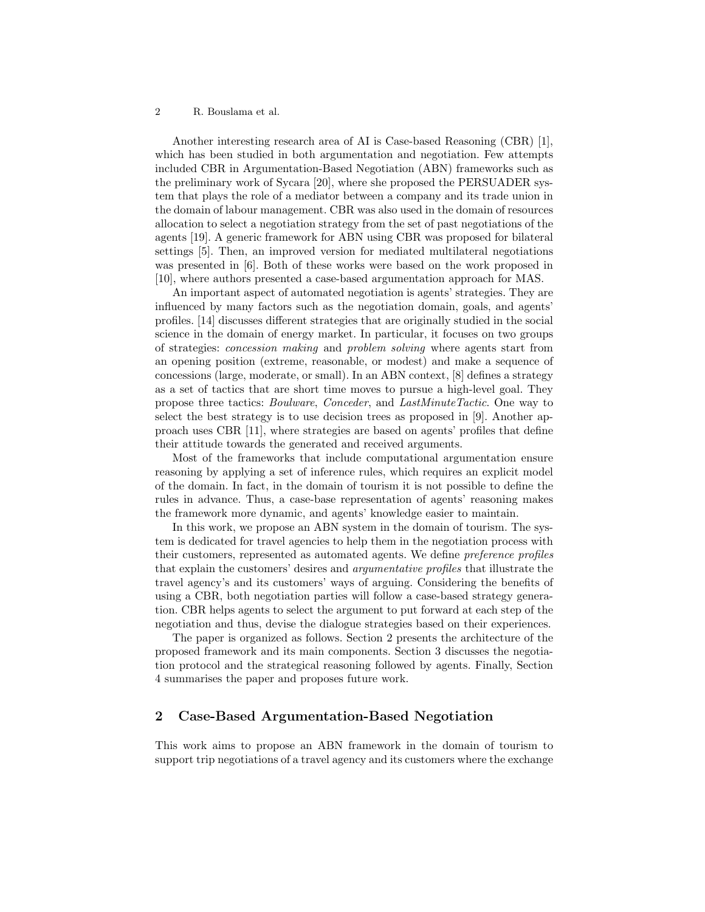Another interesting research area of AI is Case-based Reasoning (CBR) [1], which has been studied in both argumentation and negotiation. Few attempts included CBR in Argumentation-Based Negotiation (ABN) frameworks such as the preliminary work of Sycara [20], where she proposed the PERSUADER system that plays the role of a mediator between a company and its trade union in the domain of labour management. CBR was also used in the domain of resources allocation to select a negotiation strategy from the set of past negotiations of the agents [19]. A generic framework for ABN using CBR was proposed for bilateral settings [5]. Then, an improved version for mediated multilateral negotiations was presented in [6]. Both of these works were based on the work proposed in [10], where authors presented a case-based argumentation approach for MAS.

An important aspect of automated negotiation is agents' strategies. They are influenced by many factors such as the negotiation domain, goals, and agents' profiles. [14] discusses different strategies that are originally studied in the social science in the domain of energy market. In particular, it focuses on two groups of strategies: *concession making* and *problem solving* where agents start from an opening position (extreme, reasonable, or modest) and make a sequence of concessions (large, moderate, or small). In an ABN context, [8] defines a strategy as a set of tactics that are short time moves to pursue a high-level goal. They propose three tactics: *Boulware*, *Conceder*, and *LastMinuteTactic*. One way to select the best strategy is to use decision trees as proposed in [9]. Another approach uses CBR [11], where strategies are based on agents' profiles that define their attitude towards the generated and received arguments.

Most of the frameworks that include computational argumentation ensure reasoning by applying a set of inference rules, which requires an explicit model of the domain. In fact, in the domain of tourism it is not possible to define the rules in advance. Thus, a case-base representation of agents' reasoning makes the framework more dynamic, and agents' knowledge easier to maintain.

In this work, we propose an ABN system in the domain of tourism. The system is dedicated for travel agencies to help them in the negotiation process with their customers, represented as automated agents. We define *preference profiles* that explain the customers' desires and *argumentative profiles* that illustrate the travel agency's and its customers' ways of arguing. Considering the benefits of using a CBR, both negotiation parties will follow a case-based strategy generation. CBR helps agents to select the argument to put forward at each step of the negotiation and thus, devise the dialogue strategies based on their experiences.

The paper is organized as follows. Section 2 presents the architecture of the proposed framework and its main components. Section 3 discusses the negotiation protocol and the strategical reasoning followed by agents. Finally, Section 4 summarises the paper and proposes future work.

## 2 Case-Based Argumentation-Based Negotiation

This work aims to propose an ABN framework in the domain of tourism to support trip negotiations of a travel agency and its customers where the exchange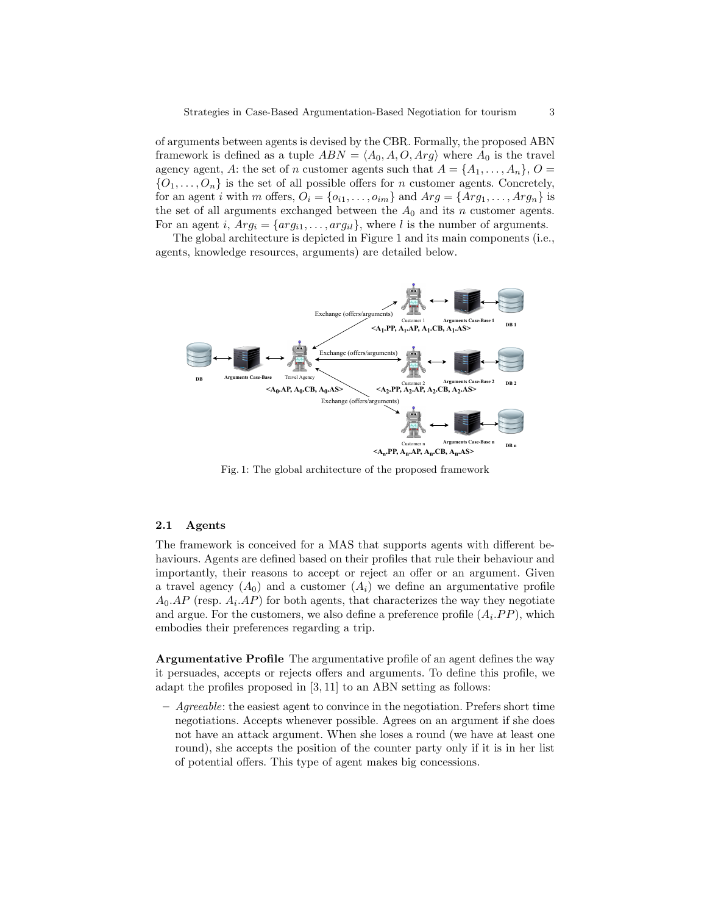of arguments between agents is devised by the CBR. Formally, the proposed ABN framework is defined as a tuple $ABN = \langle A_0, A, O, Arg \rangle$ where $A_0$ is the travel agency agent, $A$: the set of $n$ customer agents such that $A = \{A_1, \ldots, A_n\}$, $O = \{O_1, \ldots, O_n\}$ is the set of all possible offers for $n$ customer agents. Concretely, for an agent $i$ with $m$ offers, $O_i = \{o_{i1}, \ldots, o_{im}\}$ and $Arg = \{Arg_1, \ldots, Arg_n\}$ is the set of all arguments exchanged between the $A_0$ and its $n$ customer agents. For an agent $i$, $Arg_i = \{arg_{i1}, \ldots, arg_{il}\}$, where $l$ is the number of arguments.

The global architecture is depicted in Figure 1 and its main components (i.e., agents, knowledge resources, arguments) are detailed below.

Fig. 1: The global architecture of the proposed framework

### 2.1 Agents

The framework is conceived for a MAS that supports agents with different behaviours. Agents are defined based on their profiles that rule their behaviour and importantly, their reasons to accept or reject an offer or an argument. Given a travel agency ($A_0$) and a customer ($A_i$) we define an argumentative profile $A_0.AP$ (resp. $A_i.AP$) for both agents, that characterizes the way they negotiate and argue. For the customers, we also define a preference profile ($A_i.PP$), which embodies their preferences regarding a trip.

**Argumentative Profile** The argumentative profile of an agent defines the way it persuades, accepts or rejects offers and arguments. To define this profile, we adapt the profiles proposed in [3, 11] to an ABN setting as follows:

- *Agreeable*: the easiest agent to convince in the negotiation. Prefers short time negotiations. Accepts whenever possible. Agrees on an argument if she does not have an attack argument. When she loses a round (we have at least one round), she accepts the position of the counter party only if it is in her list of potential offers. This type of agent makes big concessions.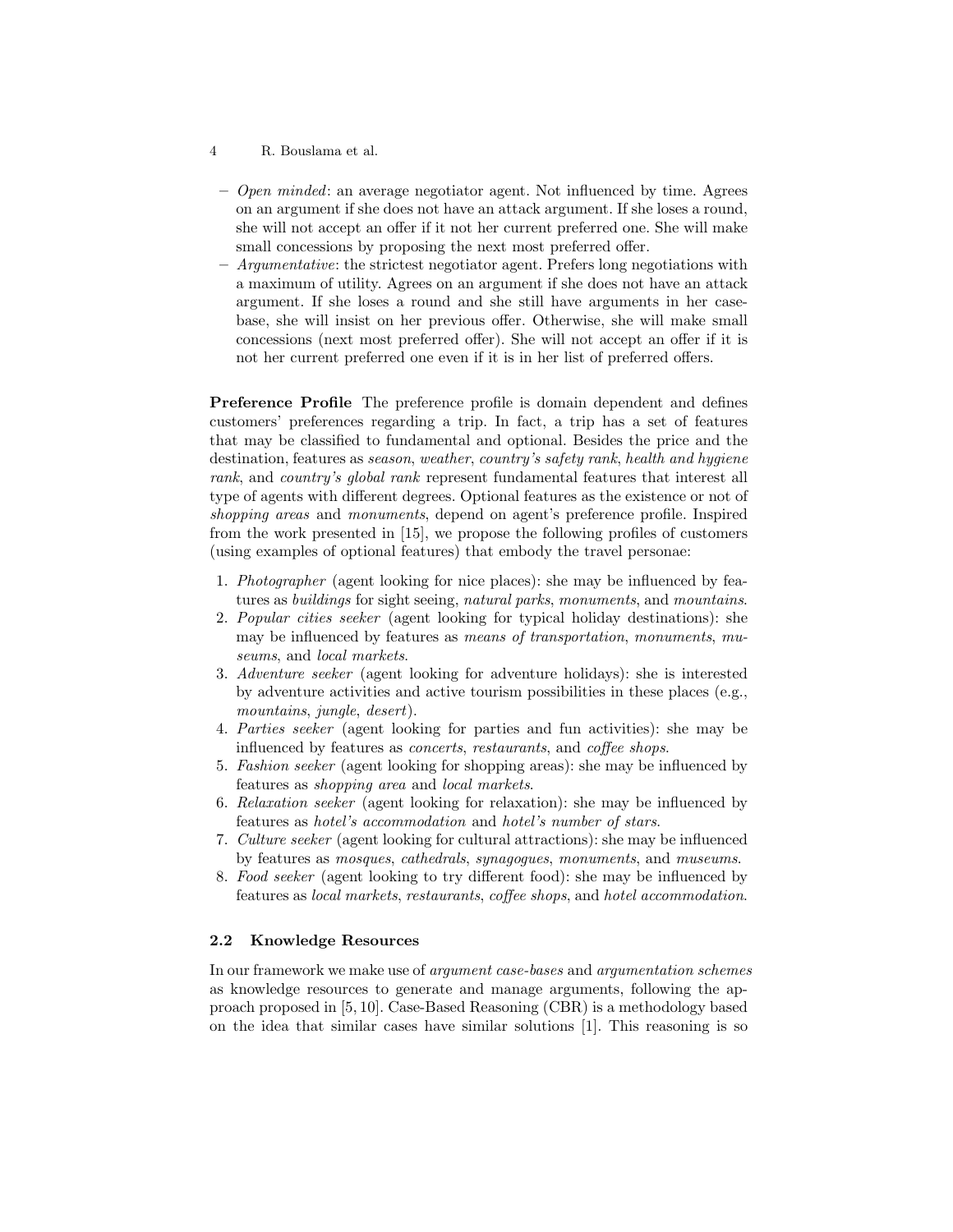- *Open minded*: an average negotiator agent. Not influenced by time. Agrees on an argument if she does not have an attack argument. If she loses a round, she will not accept an offer if it not her current preferred one. She will make small concessions by proposing the next most preferred offer.
- *Argumentative*: the strictest negotiator agent. Prefers long negotiations with a maximum of utility. Agrees on an argument if she does not have an attack argument. If she loses a round and she still have arguments in her case-base, she will insist on her previous offer. Otherwise, she will make small concessions (next most preferred offer). She will not accept an offer if it is not her current preferred one even if it is in her list of preferred offers.

**Preference Profile** The preference profile is domain dependent and defines customers' preferences regarding a trip. In fact, a trip has a set of features that may be classified to fundamental and optional. Besides the price and the destination, features as *season*, *weather*, *country's safety rank*, *health and hygiene rank*, and *country's global rank* represent fundamental features that interest all type of agents with different degrees. Optional features as the existence or not of *shopping areas* and *monuments*, depend on agent's preference profile. Inspired from the work presented in [15], we propose the following profiles of customers (using examples of optional features) that embody the travel personae:

1. *Photographer* (agent looking for nice places): she may be influenced by features as *buildings* for sight seeing, *natural parks*, *monuments*, and *mountains*.
2. *Popular cities seeker* (agent looking for typical holiday destinations): she may be influenced by features as *means of transportation*, *monuments*, *museums*, and *local markets*.
3. *Adventure seeker* (agent looking for adventure holidays): she is interested by adventure activities and active tourism possibilities in these places (e.g., *mountains*, *jungle*, *desert*).
4. *Parties seeker* (agent looking for parties and fun activities): she may be influenced by features as *concerts*, *restaurants*, and *coffee shops*.
5. *Fashion seeker* (agent looking for shopping areas): she may be influenced by features as *shopping area* and *local markets*.
6. *Relaxation seeker* (agent looking for relaxation): she may be influenced by features as *hotel's accommodation* and *hotel's number of stars*.
7. *Culture seeker* (agent looking for cultural attractions): she may be influenced by features as *mosques*, *cathedrals*, *synagogues*, *monuments*, and *museums*.
8. *Food seeker* (agent looking to try different food): she may be influenced by features as *local markets*, *restaurants*, *coffee shops*, and *hotel accommodation*.

### 2.2 Knowledge Resources

In our framework we make use of *argument case-bases* and *argumentation schemes* as knowledge resources to generate and manage arguments, following the approach proposed in [5, 10]. Case-Based Reasoning (CBR) is a methodology based on the idea that similar cases have similar solutions [1]. This reasoning is so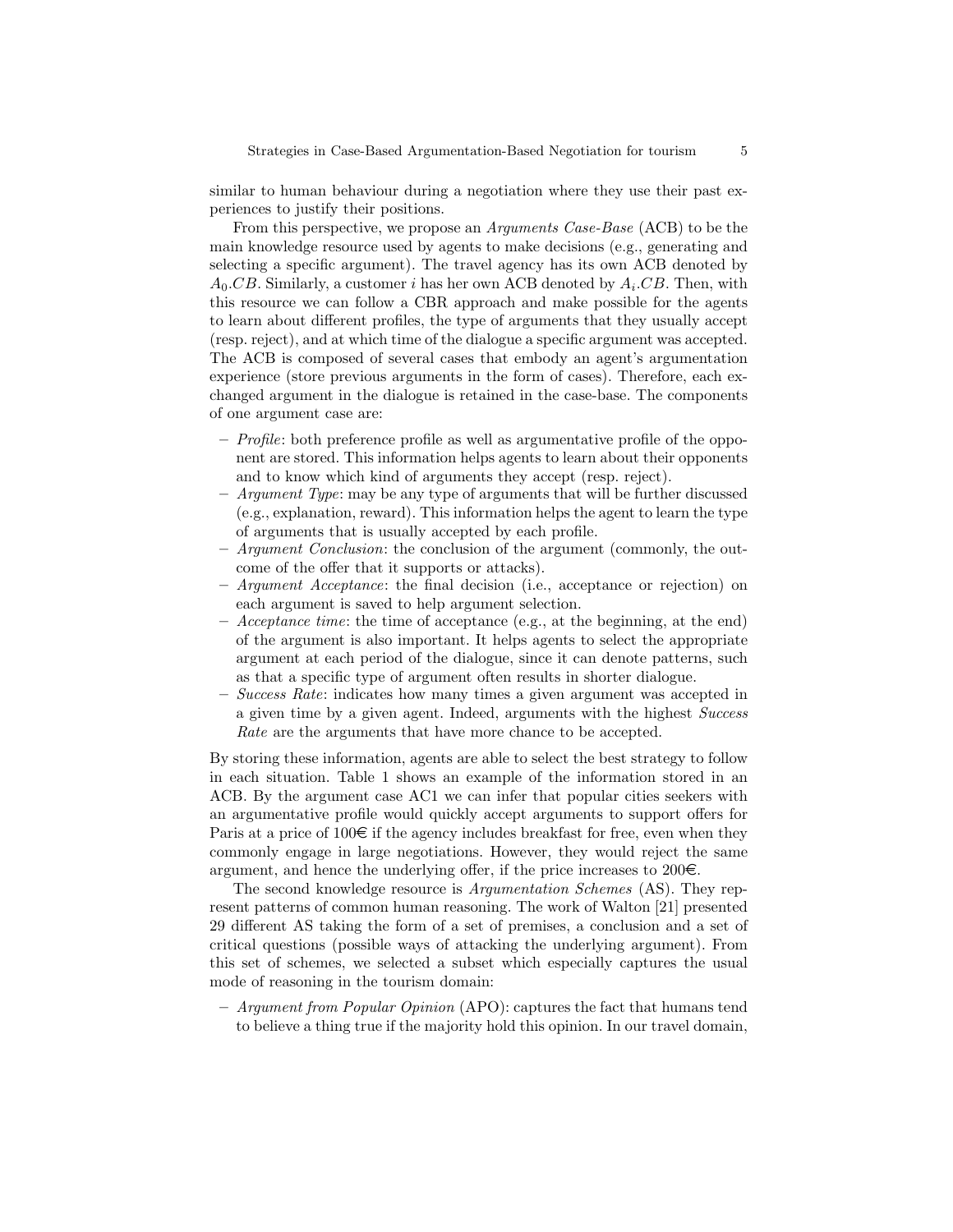similar to human behaviour during a negotiation where they use their past experiences to justify their positions.

From this perspective, we propose an *Arguments Case-Base* (ACB) to be the main knowledge resource used by agents to make decisions (e.g., generating and selecting a specific argument). The travel agency has its own ACB denoted by $A_0.CB$. Similarly, a customer $i$ has her own ACB denoted by $A_i.CB$. Then, with this resource we can follow a CBR approach and make possible for the agents to learn about different profiles, the type of arguments that they usually accept (resp. reject), and at which time of the dialogue a specific argument was accepted. The ACB is composed of several cases that embody an agent's argumentation experience (store previous arguments in the form of cases). Therefore, each exchanged argument in the dialogue is retained in the case-base. The components of one argument case are:

- *Profile*: both preference profile as well as argumentative profile of the opponent are stored. This information helps agents to learn about their opponents and to know which kind of arguments they accept (resp. reject).
- *Argument Type*: may be any type of arguments that will be further discussed (e.g., explanation, reward). This information helps the agent to learn the type of arguments that is usually accepted by each profile.
- *Argument Conclusion*: the conclusion of the argument (commonly, the outcome of the offer that it supports or attacks).
- *Argument Acceptance*: the final decision (i.e., acceptance or rejection) on each argument is saved to help argument selection.
- *Acceptance time*: the time of acceptance (e.g., at the beginning, at the end) of the argument is also important. It helps agents to select the appropriate argument at each period of the dialogue, since it can denote patterns, such as that a specific type of argument often results in shorter dialogue.
- *Success Rate*: indicates how many times a given argument was accepted in a given time by a given agent. Indeed, arguments with the highest *Success Rate* are the arguments that have more chance to be accepted.

By storing these information, agents are able to select the best strategy to follow in each situation. Table 1 shows an example of the information stored in an ACB. By the argument case AC1 we can infer that popular cities seekers with an argumentative profile would quickly accept arguments to support offers for Paris at a price of 100€ if the agency includes breakfast for free, even when they commonly engage in large negotiations. However, they would reject the same argument, and hence the underlying offer, if the price increases to 200€.

The second knowledge resource is *Argumentation Schemes* (AS). They represent patterns of common human reasoning. The work of Walton [21] presented 29 different AS taking the form of a set of premises, a conclusion and a set of critical questions (possible ways of attacking the underlying argument). From this set of schemes, we selected a subset which especially captures the usual mode of reasoning in the tourism domain:

- *Argument from Popular Opinion* (APO): captures the fact that humans tend to believe a thing true if the majority hold this opinion. In our travel domain,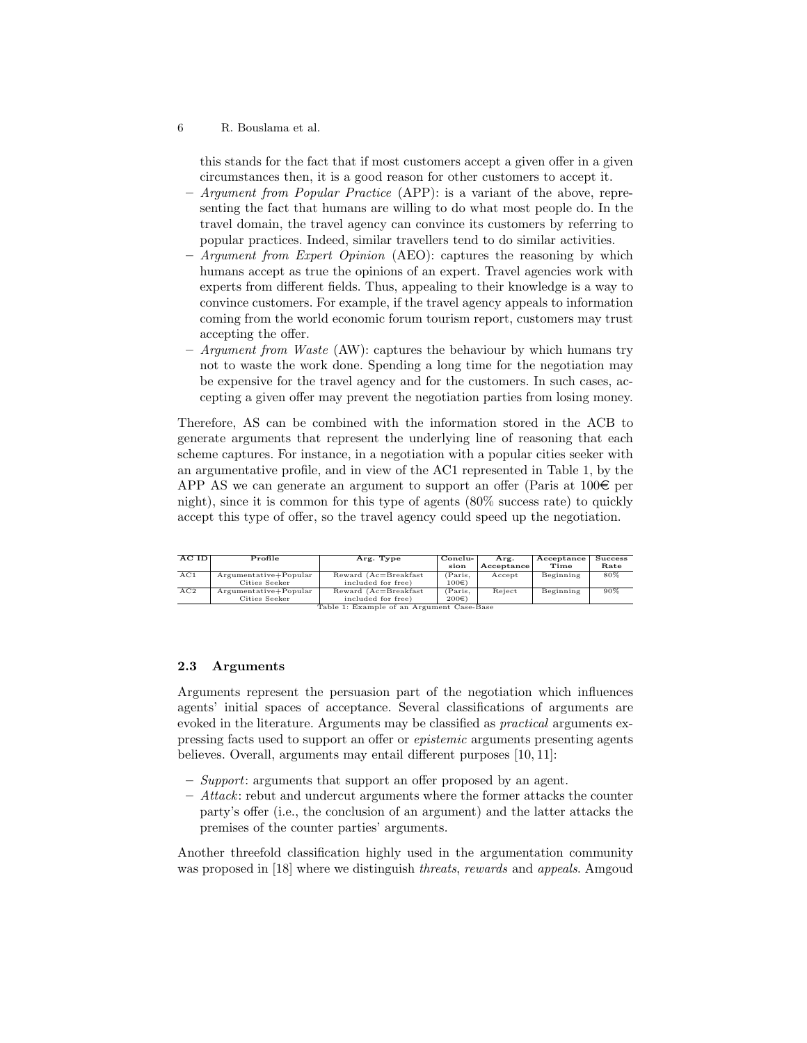this stands for the fact that if most customers accept a given offer in a given circumstances then, it is a good reason for other customers to accept it.

- *Argument from Popular Practice* (APP): is a variant of the above, representing the fact that humans are willing to do what most people do. In the travel domain, the travel agency can convince its customers by referring to popular practices. Indeed, similar travellers tend to do similar activities.
- *Argument from Expert Opinion* (AEO): captures the reasoning by which humans accept as true the opinions of an expert. Travel agencies work with experts from different fields. Thus, appealing to their knowledge is a way to convince customers. For example, if the travel agency appeals to information coming from the world economic forum tourism report, customers may trust accepting the offer.
- *Argument from Waste* (AW): captures the behaviour by which humans try not to waste the work done. Spending a long time for the negotiation may be expensive for the travel agency and for the customers. In such cases, accepting a given offer may prevent the negotiation parties from losing money.

Therefore, AS can be combined with the information stored in the ACB to generate arguments that represent the underlying line of reasoning that each scheme captures. For instance, in a negotiation with a popular cities seeker with an argumentative profile, and in view of the AC1 represented in Table 1, by the APP AS we can generate an argument to support an offer (Paris at 100€ per night), since it is common for this type of agents (80% success rate) to quickly accept this type of offer, so the travel agency could speed up the negotiation.

| AC ID | Profile | Arg. Type | Conclusion | Arg. Acceptance | Acceptance Time | Success Rate |
|---|---|---|---|---|---|---|
| AC1 | Argumentative+Popular Cities Seeker | Reward (Ac=Breakfast included for free) | (Paris, 100€) | Accept | Beginning | 80% |
| AC2 | Argumentative+Popular Cities Seeker | Reward (Ac=Breakfast included for free) | (Paris, 200€) | Reject | Beginning | 90% |

Table 1: Example of an Argument Case-Base

### 2.3 Arguments

Arguments represent the persuasion part of the negotiation which influences agents' initial spaces of acceptance. Several classifications of arguments are evoked in the literature. Arguments may be classified as *practical* arguments expressing facts used to support an offer or *epistemic* arguments presenting agents believes. Overall, arguments may entail different purposes [10, 11]:

- *Support*: arguments that support an offer proposed by an agent.
- *Attack*: rebut and undercut arguments where the former attacks the counter party's offer (i.e., the conclusion of an argument) and the latter attacks the premises of the counter parties' arguments.

Another threefold classification highly used in the argumentation community was proposed in [18] where we distinguish *threats*, *rewards* and *appeals*. Amgoud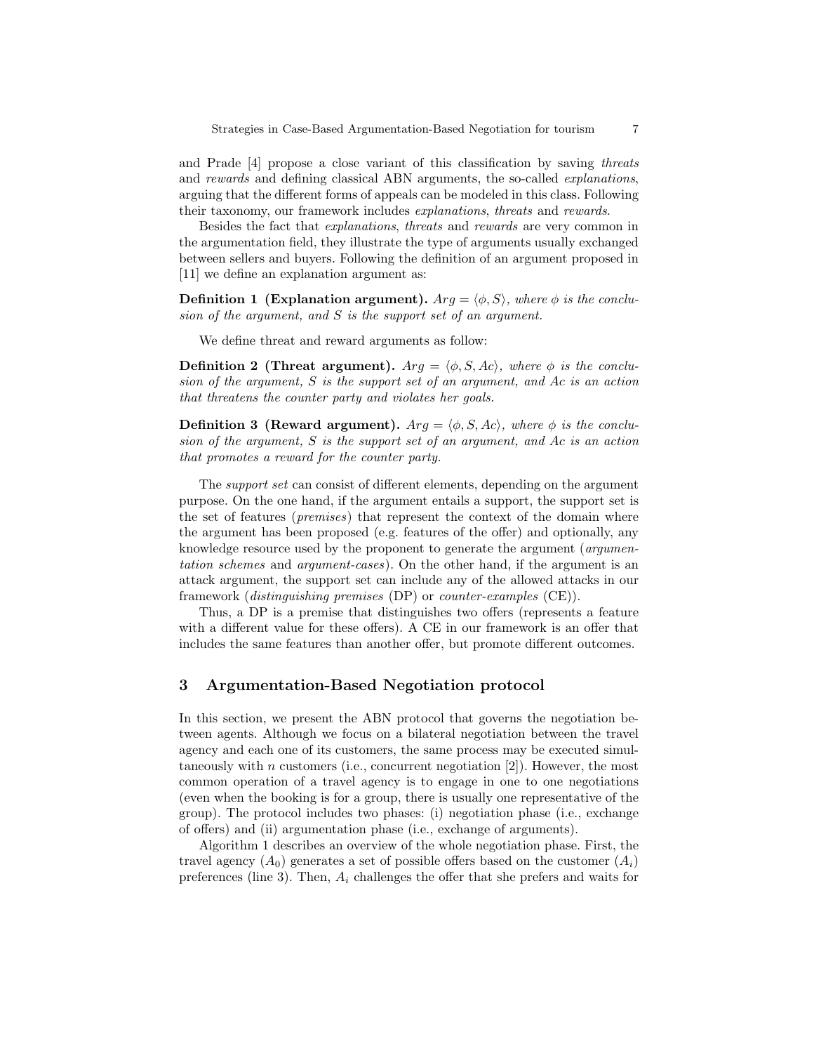and Prade [4] propose a close variant of this classification by saving *threats* and *rewards* and defining classical ABN arguments, the so-called *explanations*, arguing that the different forms of appeals can be modeled in this class. Following their taxonomy, our framework includes *explanations*, *threats* and *rewards*.

Besides the fact that *explanations*, *threats* and *rewards* are very common in the argumentation field, they illustrate the type of arguments usually exchanged between sellers and buyers. Following the definition of an argument proposed in [11] we define an explanation argument as:

**Definition 1 (Explanation argument).** *$Arg = \langle \phi, S \rangle$, where $\phi$ is the conclusion of the argument, and $S$ is the support set of an argument.*

We define threat and reward arguments as follow:

**Definition 2 (Threat argument).** *$Arg = \langle \phi, S, Ac \rangle$, where $\phi$ is the conclusion of the argument, $S$ is the support set of an argument, and $Ac$ is an action that threatens the counter party and violates her goals.*

**Definition 3 (Reward argument).** *$Arg = \langle \phi, S, Ac \rangle$, where $\phi$ is the conclusion of the argument, $S$ is the support set of an argument, and $Ac$ is an action that promotes a reward for the counter party.*

The *support set* can consist of different elements, depending on the argument purpose. On the one hand, if the argument entails a support, the support set is the set of features (*premises*) that represent the context of the domain where the argument has been proposed (e.g. features of the offer) and optionally, any knowledge resource used by the proponent to generate the argument (*argumentation schemes* and *argument-cases*). On the other hand, if the argument is an attack argument, the support set can include any of the allowed attacks in our framework (*distinguishing premises* (DP) or *counter-examples* (CE)).

Thus, a DP is a premise that distinguishes two offers (represents a feature with a different value for these offers). A CE in our framework is an offer that includes the same features than another offer, but promote different outcomes.

## 3 Argumentation-Based Negotiation protocol

In this section, we present the ABN protocol that governs the negotiation between agents. Although we focus on a bilateral negotiation between the travel agency and each one of its customers, the same process may be executed simultaneously with $n$ customers (i.e., concurrent negotiation [2]). However, the most common operation of a travel agency is to engage in one to one negotiations (even when the booking is for a group, there is usually one representative of the group). The protocol includes two phases: (i) negotiation phase (i.e., exchange of offers) and (ii) argumentation phase (i.e., exchange of arguments).

Algorithm 1 describes an overview of the whole negotiation phase. First, the travel agency ($A_0$) generates a set of possible offers based on the customer ($A_i$) preferences (line 3). Then, $A_i$ challenges the offer that she prefers and waits for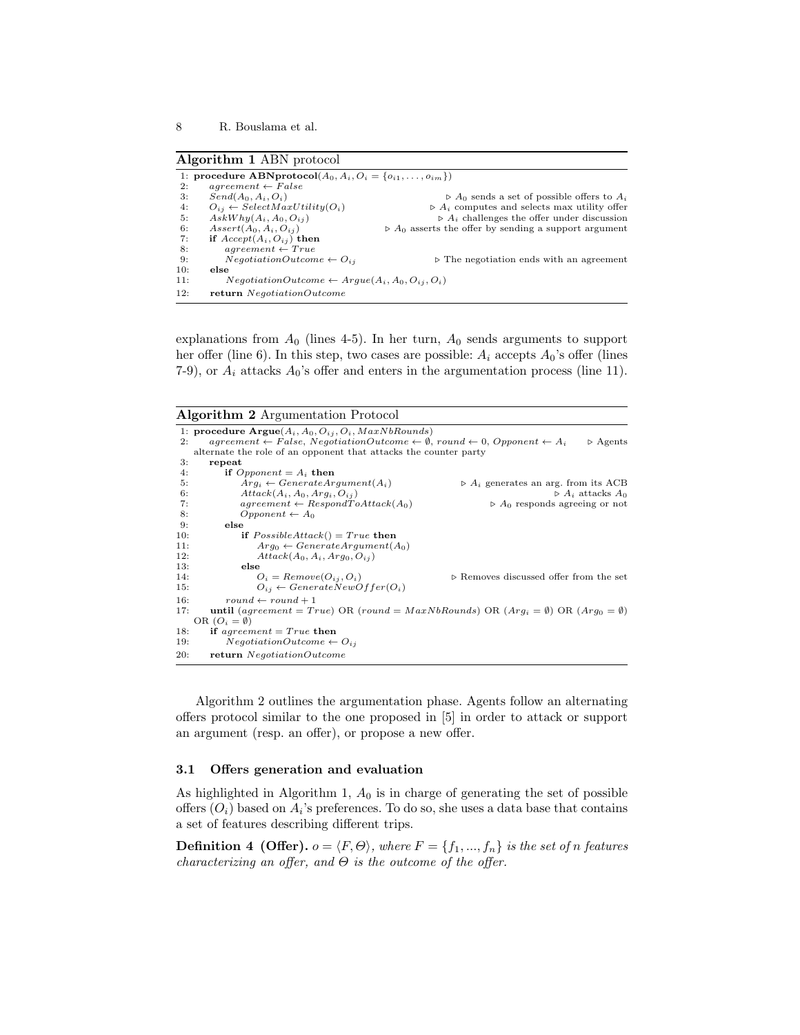**Algorithm 1** ABN protocol

```
1: procedure ABNprotocol(A_0, A_i, O_i = {o_i1, ..., o_im})
2:     agreement ← False
3:     Send(A_0, A_i, O_i)                      ▷ A_0 sends a set of possible offers to A_i
4:     O_ij ← SelectMaxUtility(O_i)             ▷ A_i computes and selects max utility offer
5:     AskWhy(A_i, A_0, O_ij)                   ▷ A_i challenges the offer under discussion
6:     Assert(A_0, A_i, O_ij)                   ▷ A_0 asserts the offer by sending a support argument
7:     if Accept(A_i, O_ij) then
8:         agreement ← True
9:         NegotiationOutcome ← O_ij            ▷ The negotiation ends with an agreement
10:    else
11:        NegotiationOutcome ← Argue(A_i, A_0, O_ij, O_i)
12:    return NegotiationOutcome
```

explanations from $A_0$ (lines 4-5). In her turn, $A_0$ sends arguments to support her offer (line 6). In this step, two cases are possible: $A_i$ accepts $A_0$'s offer (lines 7-9), or $A_i$ attacks $A_0$'s offer and enters in the argumentation process (line 11).

**Algorithm 2** Argumentation Protocol

```
1: procedure Argue(A_i, A_0, O_ij, O_i, MaxNbRounds)
2:     agreement ← False, NegotiationOutcome ← ∅, round ← 0, Opponent ← A_i    ▷ Agents
   alternate the role of an opponent that attacks the counter party
3:     repeat
4:         if Opponent = A_i then
5:             Arg_i ← GenerateArgument(A_i)            ▷ A_i generates an arg. from its ACB
6:             Attack(A_i, A_0, Arg_i, O_ij)             ▷ A_i attacks A_0
7:             agreement ← RespondToAttack(A_0)          ▷ A_0 responds agreeing or not
8:             Opponent ← A_0
9:         else
10:            if PossibleAttack() = True then
11:                Arg_0 ← GenerateArgument(A_0)
12:                Attack(A_0, A_i, Arg_0, O_ij)
13:            else
14:                O_i = Remove(O_ij, O_i)               ▷ Removes discussed offer from the set
15:                O_ij ← GenerateNewOffer(O_i)
16:        round ← round + 1
17:    until (agreement = True) OR (round = MaxNbRounds) OR (Arg_i = ∅) OR (Arg_0 = ∅)
   OR (O_i = ∅)
18:    if agreement = True then
19:        NegotiationOutcome ← O_ij
20:    return NegotiationOutcome
```

Algorithm 2 outlines the argumentation phase. Agents follow an alternating offers protocol similar to the one proposed in [5] in order to attack or support an argument (resp. an offer), or propose a new offer.

### 3.1 Offers generation and evaluation

As highlighted in Algorithm 1, $A_0$ is in charge of generating the set of possible offers ($O_i$) based on $A_i$'s preferences. To do so, she uses a data base that contains a set of features describing different trips.

**Definition 4 (Offer).** *$o = \langle F, \Theta \rangle$, where $F = \{f_1, ..., f_n\}$ is the set of $n$ features characterizing an offer, and $\Theta$ is the outcome of the offer.*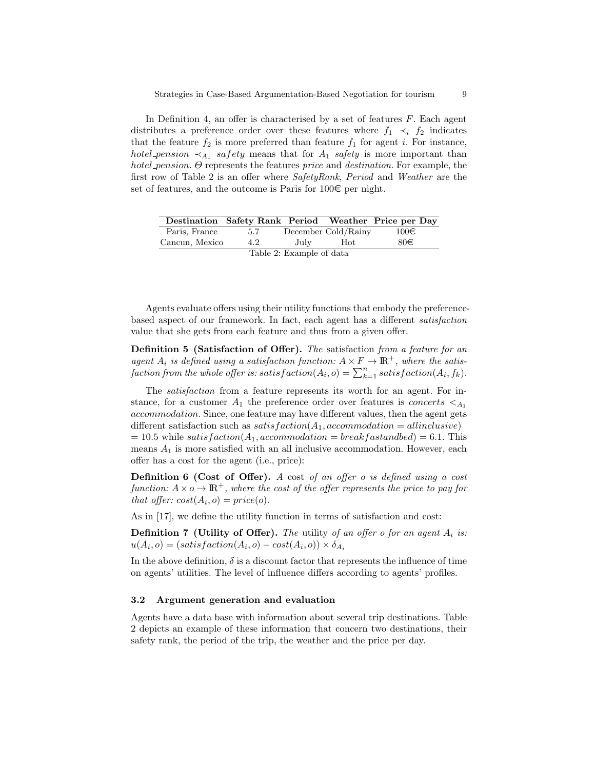In Definition 4, an offer is characterised by a set of features $F$. Each agent distributes a preference order over these features where $f_1 \prec_i f_2$ indicates that the feature $f_2$ is more preferred than feature $f_1$ for agent $i$. For instance, $hotel\_pension \prec_{A_1} safety$ means that for $A_1$ *safety* is more important than *hotel_pension*. $\Theta$ represents the features *price* and *destination*. For example, the first row of Table 2 is an offer where *SafetyRank*, *Period* and *Weather* are the set of features, and the outcome is Paris for 100€ per night.

| Destination | Safety Rank | Period | Weather | Price per Day |
|---|---|---|---|---|
| Paris, France | 5.7 | December | Cold/Rainy | 100€ |
| Cancun, Mexico | 4.2 | July | Hot | 80€ |

Table 2: Example of data

Agents evaluate offers using their utility functions that embody the preference-based aspect of our framework. In fact, each agent has a different *satisfaction* value that she gets from each feature and thus from a given offer.

**Definition 5 (Satisfaction of Offer).** *The* satisfaction *from a feature for an agent $A_i$ is defined using a satisfaction function: $A \times F \rightarrow \mathbb{R}^+$, where the satisfaction from the whole offer is: $satisfaction(A_i, o) = \sum_{k=1}^{n} satisfaction(A_i, f_k)$.*

The *satisfaction* from a feature represents its worth for an agent. For instance, for a customer $A_1$ the preference order over features is $concerts <_{A_1}$ *accommodation*. Since, one feature may have different values, then the agent gets different satisfaction such as $satisfaction(A_1, accommodation = allinclusive) = 10.5$ while $satisfaction(A_1, accommodation = breakfastandbed) = 6.1$. This means $A_1$ is more satisfied with an all inclusive accommodation. However, each offer has a cost for the agent (i.e., price):

**Definition 6 (Cost of Offer).** *A* cost *of an offer $o$ is defined using a cost function: $A \times o \rightarrow \mathbb{R}^+$, where the cost of the offer represents the price to pay for that offer: $cost(A_i, o) = price(o)$.*

As in [17], we define the utility function in terms of satisfaction and cost:

**Definition 7 (Utility of Offer).** *The* utility *of an offer $o$ for an agent $A_i$ is: $u(A_i, o) = (satisfaction(A_i, o) - cost(A_i, o)) \times \delta_{A_i}$*

In the above definition, $\delta$ is a discount factor that represents the influence of time on agents' utilities. The level of influence differs according to agents' profiles.

### 3.2 Argument generation and evaluation

Agents have a data base with information about several trip destinations. Table 2 depicts an example of these information that concern two destinations, their safety rank, the period of the trip, the weather and the price per day.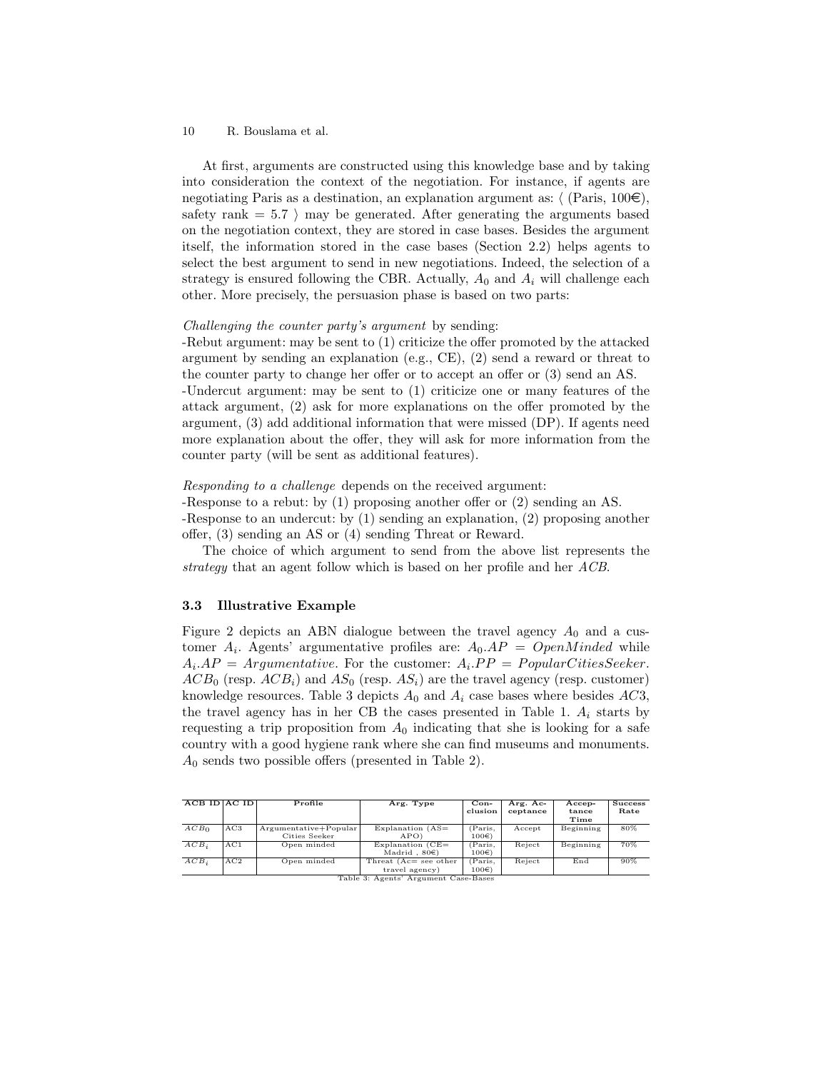At first, arguments are constructed using this knowledge base and by taking into consideration the context of the negotiation. For instance, if agents are negotiating Paris as a destination, an explanation argument as: ⟨ (Paris, 100€), safety rank = 5.7 ⟩ may be generated. After generating the arguments based on the negotiation context, they are stored in case bases. Besides the argument itself, the information stored in the case bases (Section 2.2) helps agents to select the best argument to send in new negotiations. Indeed, the selection of a strategy is ensured following the CBR. Actually, $A_0$ and $A_i$ will challenge each other. More precisely, the persuasion phase is based on two parts:

*Challenging the counter party's argument* by sending:
-Rebut argument: may be sent to (1) criticize the offer promoted by the attacked argument by sending an explanation (e.g., CE), (2) send a reward or threat to the counter party to change her offer or to accept an offer or (3) send an AS.
-Undercut argument: may be sent to (1) criticize one or many features of the attack argument, (2) ask for more explanations on the offer promoted by the argument, (3) add additional information that were missed (DP). If agents need more explanation about the offer, they will ask for more information from the counter party (will be sent as additional features).

*Responding to a challenge* depends on the received argument:
-Response to a rebut: by (1) proposing another offer or (2) sending an AS.
-Response to an undercut: by (1) sending an explanation, (2) proposing another offer, (3) sending an AS or (4) sending Threat or Reward.

The choice of which argument to send from the above list represents the *strategy* that an agent follow which is based on her profile and her *ACB*.

### 3.3 Illustrative Example

Figure 2 depicts an ABN dialogue between the travel agency $A_0$ and a customer $A_i$. Agents' argumentative profiles are: $A_0.AP = OpenMinded$ while $A_i.AP = Argumentative$. For the customer: $A_i.PP = PopularCitiesSeeker$. $ACB_0$ (resp. $ACB_i$) and $AS_0$ (resp. $AS_i$) are the travel agency (resp. customer) knowledge resources. Table 3 depicts $A_0$ and $A_i$ case bases where besides $AC3$, the travel agency has in her CB the cases presented in Table 1. $A_i$ starts by requesting a trip proposition from $A_0$ indicating that she is looking for a safe country with a good hygiene rank where she can find museums and monuments. $A_0$ sends two possible offers (presented in Table 2).

| ACB ID | AC ID | Profile | Arg. Type | Conclusion | Arg. Acceptance | Acceptance Time | Success Rate |
|---|---|---|---|---|---|---|---|
| $ACB_0$ | AC3 | Argumentative+Popular Cities Seeker | Explanation (AS= APO) | (Paris, 100€) | Accept | Beginning | 80% |
| $ACB_i$ | AC1 | Open minded | Explanation (CE= Madrid , 80€) | (Paris, 100€) | Reject | Beginning | 70% |
| $ACB_i$ | AC2 | Open minded | Threat (Ac= see other travel agency) | (Paris, 100€) | Reject | End | 90% |

Table 3: Agents' Argument Case-Bases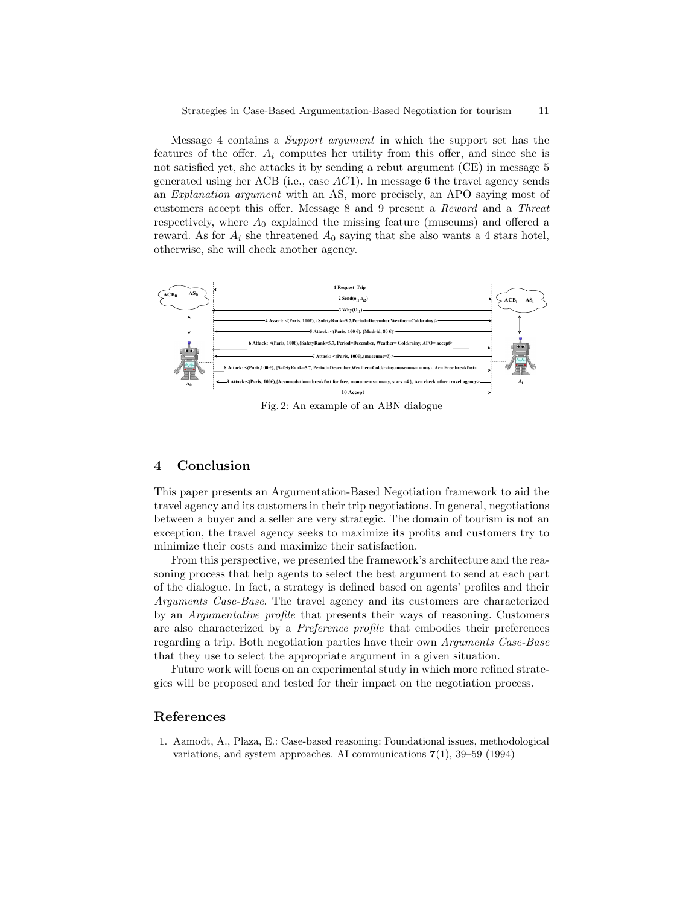Message 4 contains a *Support argument* in which the support set has the features of the offer. $A_i$ computes her utility from this offer, and since she is not satisfied yet, she attacks it by sending a rebut argument (CE) in message 5 generated using her ACB (i.e., case $AC1$). In message 6 the travel agency sends an *Explanation argument* with an AS, more precisely, an APO saying most of customers accept this offer. Message 8 and 9 present a *Reward* and a *Threat* respectively, where $A_0$ explained the missing feature (museums) and offered a reward. As for $A_i$ she threatened $A_0$ saying that she also wants a 4 stars hotel, otherwise, she will check another agency.

Fig. 2: An example of an ABN dialogue

## 4 Conclusion

This paper presents an Argumentation-Based Negotiation framework to aid the travel agency and its customers in their trip negotiations. In general, negotiations between a buyer and a seller are very strategic. The domain of tourism is not an exception, the travel agency seeks to maximize its profits and customers try to minimize their costs and maximize their satisfaction.

From this perspective, we presented the framework's architecture and the reasoning process that help agents to select the best argument to send at each part of the dialogue. In fact, a strategy is defined based on agents' profiles and their *Arguments Case-Base*. The travel agency and its customers are characterized by an *Argumentative profile* that presents their ways of reasoning. Customers are also characterized by a *Preference profile* that embodies their preferences regarding a trip. Both negotiation parties have their own *Arguments Case-Base* that they use to select the appropriate argument in a given situation.

Future work will focus on an experimental study in which more refined strategies will be proposed and tested for their impact on the negotiation process.

## References

1. Aamodt, A., Plaza, E.: Case-based reasoning: Foundational issues, methodological variations, and system approaches. AI communications **7**(1), 39–59 (1994)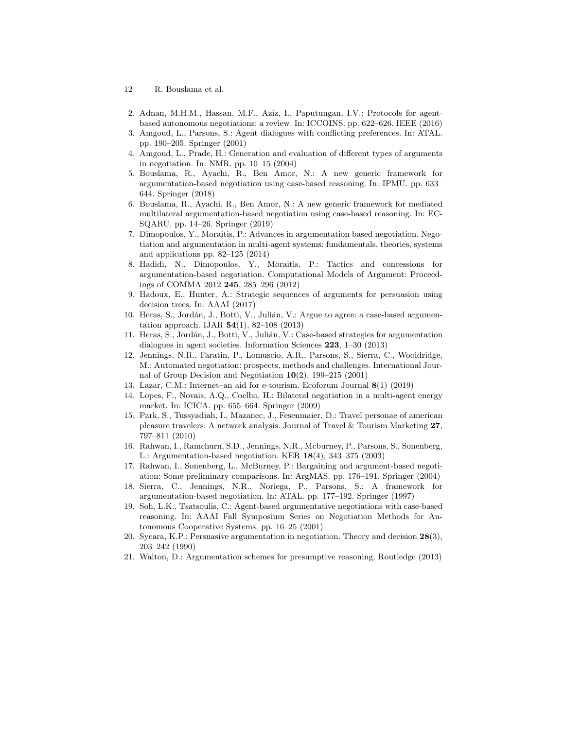2. Adnan, M.H.M., Hassan, M.F., Aziz, I., Paputungan, I.V.: Protocols for agent-based autonomous negotiations: a review. In: ICCOINS. pp. 622–626. IEEE (2016)
3. Amgoud, L., Parsons, S.: Agent dialogues with conflicting preferences. In: ATAL. pp. 190–205. Springer (2001)
4. Amgoud, L., Prade, H.: Generation and evaluation of different types of arguments in negotiation. In: NMR. pp. 10–15 (2004)
5. Bouslama, R., Ayachi, R., Ben Amor, N.: A new generic framework for argumentation-based negotiation using case-based reasoning. In: IPMU. pp. 633–644. Springer (2018)
6. Bouslama, R., Ayachi, R., Ben Amor, N.: A new generic framework for mediated multilateral argumentation-based negotiation using case-based reasoning. In: ECSQARU. pp. 14–26. Springer (2019)
7. Dimopoulos, Y., Moraitis, P.: Advances in argumentation based negotiation. Negotiation and argumentation in multi-agent systems: fundamentals, theories, systems and applications pp. 82–125 (2014)
8. Hadidi, N., Dimopoulos, Y., Moraitis, P.: Tactics and concessions for argumentation-based negotiation. Computational Models of Argument: Proceedings of COMMA 2012 **245**, 285–296 (2012)
9. Hadoux, E., Hunter, A.: Strategic sequences of arguments for persuasion using decision trees. In: AAAI (2017)
10. Heras, S., Jordán, J., Botti, V., Julián, V.: Argue to agree: a case-based argumentation approach. IJAR **54**(1), 82–108 (2013)
11. Heras, S., Jordán, J., Botti, V., Julián, V.: Case-based strategies for argumentation dialogues in agent societies. Information Sciences **223**, 1–30 (2013)
12. Jennings, N.R., Faratin, P., Lomuscio, A.R., Parsons, S., Sierra, C., Wooldridge, M.: Automated negotiation: prospects, methods and challenges. International Journal of Group Decision and Negotiation **10**(2), 199–215 (2001)
13. Lazar, C.M.: Internet–an aid for e-tourism. Ecoforum Journal **8**(1) (2019)
14. Lopes, F., Novais, A.Q., Coelho, H.: Bilateral negotiation in a multi-agent energy market. In: ICICA. pp. 655–664. Springer (2009)
15. Park, S., Tussyadiah, I., Mazanec, J., Fesenmaier, D.: Travel personae of american pleasure travelers: A network analysis. Journal of Travel & Tourism Marketing **27**, 797–811 (2010)
16. Rahwan, I., Ramchurn, S.D., Jennings, N.R., Mcburney, P., Parsons, S., Sonenberg, L.: Argumentation-based negotiation. KER **18**(4), 343–375 (2003)
17. Rahwan, I., Sonenberg, L., McBurney, P.: Bargaining and argument-based negotiation: Some preliminary comparisons. In: ArgMAS. pp. 176–191. Springer (2004)
18. Sierra, C., Jennings, N.R., Noriega, P., Parsons, S.: A framework for argumentation-based negotiation. In: ATAL. pp. 177–192. Springer (1997)
19. Soh, L.K., Tsatsoulis, C.: Agent-based argumentative negotiations with case-based reasoning. In: AAAI Fall Symposium Series on Negotiation Methods for Autonomous Cooperative Systems. pp. 16–25 (2001)
20. Sycara, K.P.: Persuasive argumentation in negotiation. Theory and decision **28**(3), 203–242 (1990)
21. Walton, D.: Argumentation schemes for presumptive reasoning. Routledge (2013)